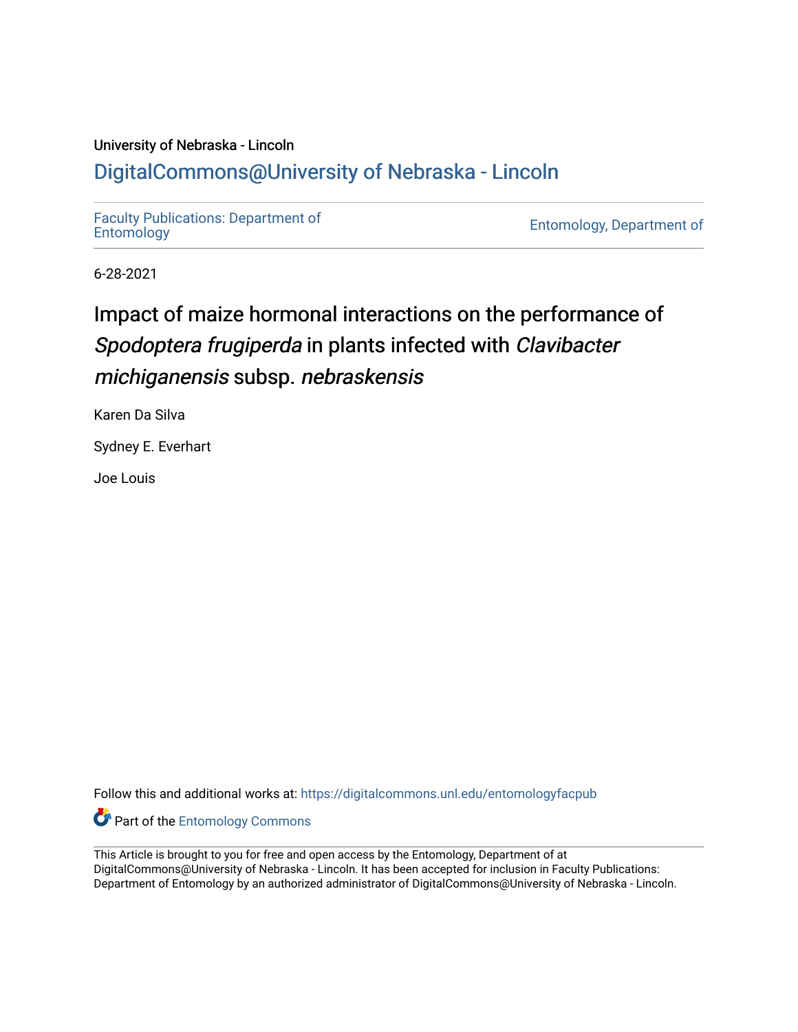University of Nebraska - Lincoln

## DigitalCommons@University of Nebraska - Lincoln

Faculty Publications: Department of Entomology

Entomology, Department of

6-28-2021

# Impact of maize hormonal interactions on the performance of *Spodoptera frugiperda* in plants infected with *Clavibacter michiganensis* subsp. *nebraskensis*

Karen Da Silva

Sydney E. Everhart

Joe Louis

Follow this and additional works at: https://digitalcommons.unl.edu/entomologyfacpub

Part of the Entomology Commons

This Article is brought to you for free and open access by the Entomology, Department of at DigitalCommons@University of Nebraska - Lincoln. It has been accepted for inclusion in Faculty Publications: Department of Entomology by an authorized administrator of DigitalCommons@University of Nebraska - Lincoln.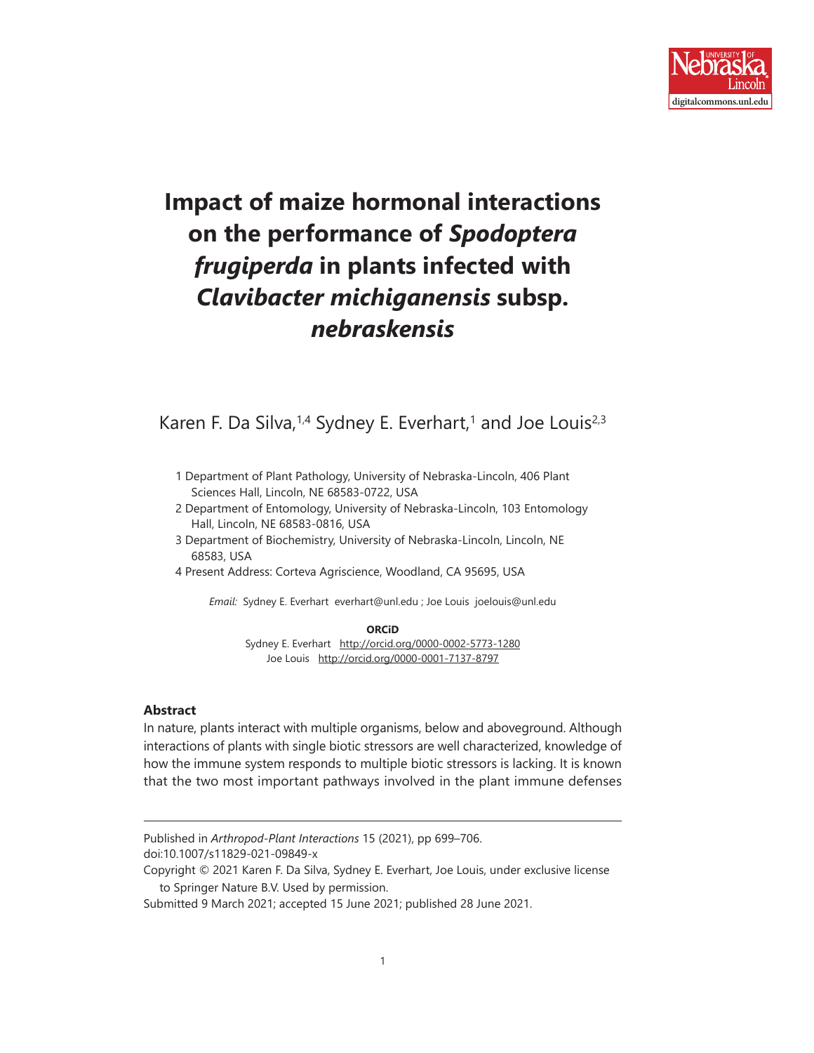# Impact of maize hormonal interactions on the performance of *Spodoptera frugiperda* in plants infected with *Clavibacter michiganensis* subsp. *nebraskensis*

Karen F. Da Silva,[1,4] Sydney E. Everhart,[1] and Joe Louis[2,3]

1 Department of Plant Pathology, University of Nebraska-Lincoln, 406 Plant Sciences Hall, Lincoln, NE 68583-0722, USA

2 Department of Entomology, University of Nebraska-Lincoln, 103 Entomology Hall, Lincoln, NE 68583-0816, USA

3 Department of Biochemistry, University of Nebraska-Lincoln, Lincoln, NE 68583, USA

4 Present Address: Corteva Agriscience, Woodland, CA 95695, USA

*Email:* Sydney E. Everhart everhart@unl.edu ; Joe Louis joelouis@unl.edu

**ORCiD**

Sydney E. Everhart http://orcid.org/0000-0002-5773-1280

Joe Louis http://orcid.org/0000-0001-7137-8797

## Abstract

In nature, plants interact with multiple organisms, below and aboveground. Although interactions of plants with single biotic stressors are well characterized, knowledge of how the immune system responds to multiple biotic stressors is lacking. It is known that the two most important pathways involved in the plant immune defenses

---

Published in *Arthropod-Plant Interactions* 15 (2021), pp 699–706.

doi:10.1007/s11829-021-09849-x

Copyright © 2021 Karen F. Da Silva, Sydney E. Everhart, Joe Louis, under exclusive license to Springer Nature B.V. Used by permission.

Submitted 9 March 2021; accepted 15 June 2021; published 28 June 2021.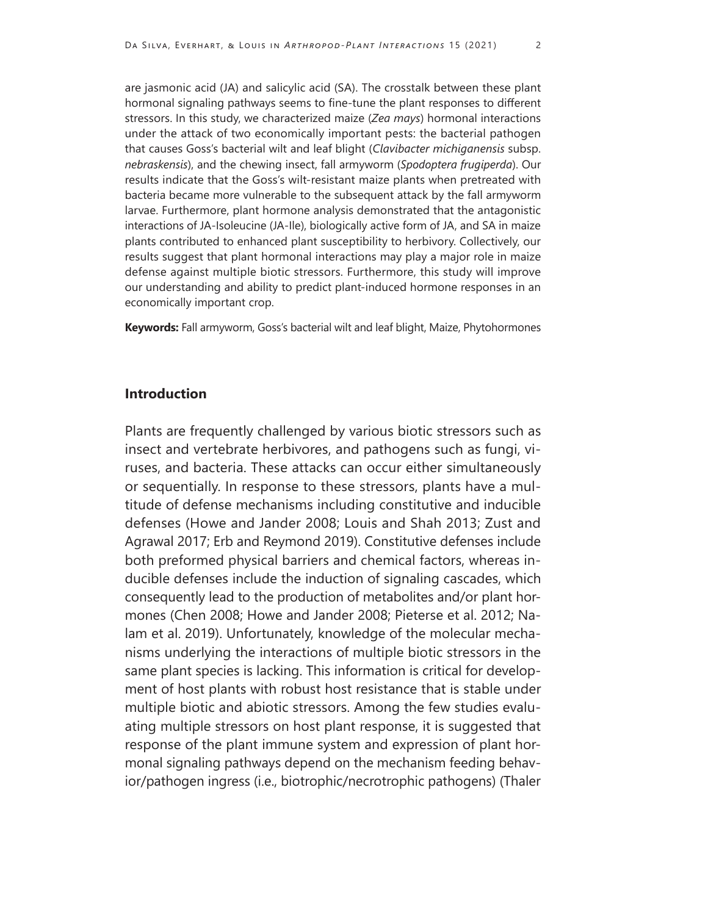are jasmonic acid (JA) and salicylic acid (SA). The crosstalk between these plant hormonal signaling pathways seems to fine-tune the plant responses to different stressors. In this study, we characterized maize (*Zea mays*) hormonal interactions under the attack of two economically important pests: the bacterial pathogen that causes Goss's bacterial wilt and leaf blight (*Clavibacter michiganensis* subsp. *nebraskensis*), and the chewing insect, fall armyworm (*Spodoptera frugiperda*). Our results indicate that the Goss's wilt-resistant maize plants when pretreated with bacteria became more vulnerable to the subsequent attack by the fall armyworm larvae. Furthermore, plant hormone analysis demonstrated that the antagonistic interactions of JA-Isoleucine (JA-Ile), biologically active form of JA, and SA in maize plants contributed to enhanced plant susceptibility to herbivory. Collectively, our results suggest that plant hormonal interactions may play a major role in maize defense against multiple biotic stressors. Furthermore, this study will improve our understanding and ability to predict plant-induced hormone responses in an economically important crop.

**Keywords:** Fall armyworm, Goss's bacterial wilt and leaf blight, Maize, Phytohormones

## Introduction

Plants are frequently challenged by various biotic stressors such as insect and vertebrate herbivores, and pathogens such as fungi, viruses, and bacteria. These attacks can occur either simultaneously or sequentially. In response to these stressors, plants have a multitude of defense mechanisms including constitutive and inducible defenses (Howe and Jander 2008; Louis and Shah 2013; Zust and Agrawal 2017; Erb and Reymond 2019). Constitutive defenses include both preformed physical barriers and chemical factors, whereas inducible defenses include the induction of signaling cascades, which consequently lead to the production of metabolites and/or plant hormones (Chen 2008; Howe and Jander 2008; Pieterse et al. 2012; Nalam et al. 2019). Unfortunately, knowledge of the molecular mechanisms underlying the interactions of multiple biotic stressors in the same plant species is lacking. This information is critical for development of host plants with robust host resistance that is stable under multiple biotic and abiotic stressors. Among the few studies evaluating multiple stressors on host plant response, it is suggested that response of the plant immune system and expression of plant hormonal signaling pathways depend on the mechanism feeding behavior/pathogen ingress (i.e., biotrophic/necrotrophic pathogens) (Thaler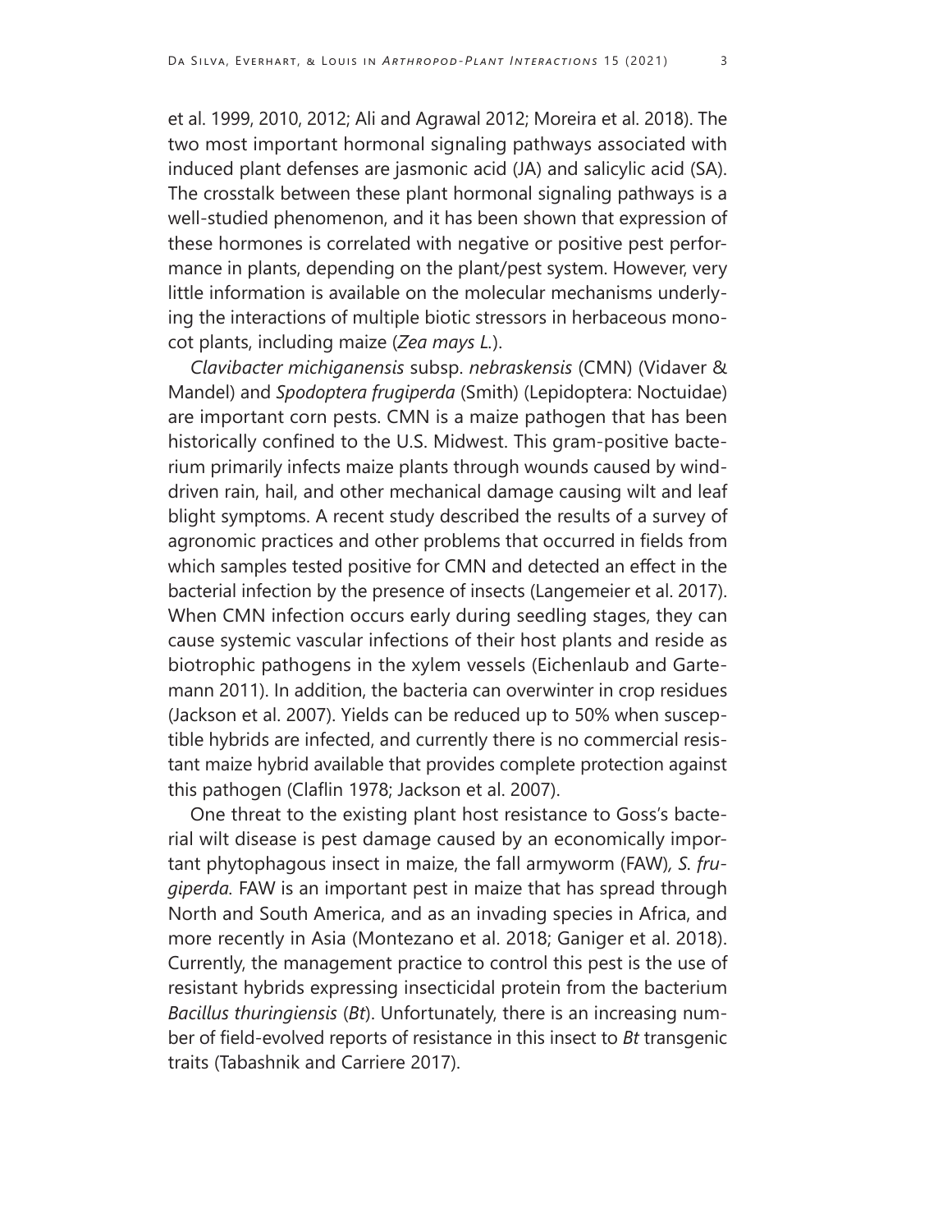et al. 1999, 2010, 2012; Ali and Agrawal 2012; Moreira et al. 2018). The two most important hormonal signaling pathways associated with induced plant defenses are jasmonic acid (JA) and salicylic acid (SA). The crosstalk between these plant hormonal signaling pathways is a well-studied phenomenon, and it has been shown that expression of these hormones is correlated with negative or positive pest performance in plants, depending on the plant/pest system. However, very little information is available on the molecular mechanisms underlying the interactions of multiple biotic stressors in herbaceous monocot plants, including maize (*Zea mays L.*).

*Clavibacter michiganensis* subsp. *nebraskensis* (CMN) (Vidaver & Mandel) and *Spodoptera frugiperda* (Smith) (Lepidoptera: Noctuidae) are important corn pests. CMN is a maize pathogen that has been historically confined to the U.S. Midwest. This gram-positive bacterium primarily infects maize plants through wounds caused by wind-driven rain, hail, and other mechanical damage causing wilt and leaf blight symptoms. A recent study described the results of a survey of agronomic practices and other problems that occurred in fields from which samples tested positive for CMN and detected an effect in the bacterial infection by the presence of insects (Langemeier et al. 2017). When CMN infection occurs early during seedling stages, they can cause systemic vascular infections of their host plants and reside as biotrophic pathogens in the xylem vessels (Eichenlaub and Gartemann 2011). In addition, the bacteria can overwinter in crop residues (Jackson et al. 2007). Yields can be reduced up to 50% when susceptible hybrids are infected, and currently there is no commercial resistant maize hybrid available that provides complete protection against this pathogen (Claflin 1978; Jackson et al. 2007).

One threat to the existing plant host resistance to Goss's bacterial wilt disease is pest damage caused by an economically important phytophagous insect in maize, the fall armyworm (FAW), *S. frugiperda.* FAW is an important pest in maize that has spread through North and South America, and as an invading species in Africa, and more recently in Asia (Montezano et al. 2018; Ganiger et al. 2018). Currently, the management practice to control this pest is the use of resistant hybrids expressing insecticidal protein from the bacterium *Bacillus thuringiensis* (*Bt*). Unfortunately, there is an increasing number of field-evolved reports of resistance in this insect to *Bt* transgenic traits (Tabashnik and Carriere 2017).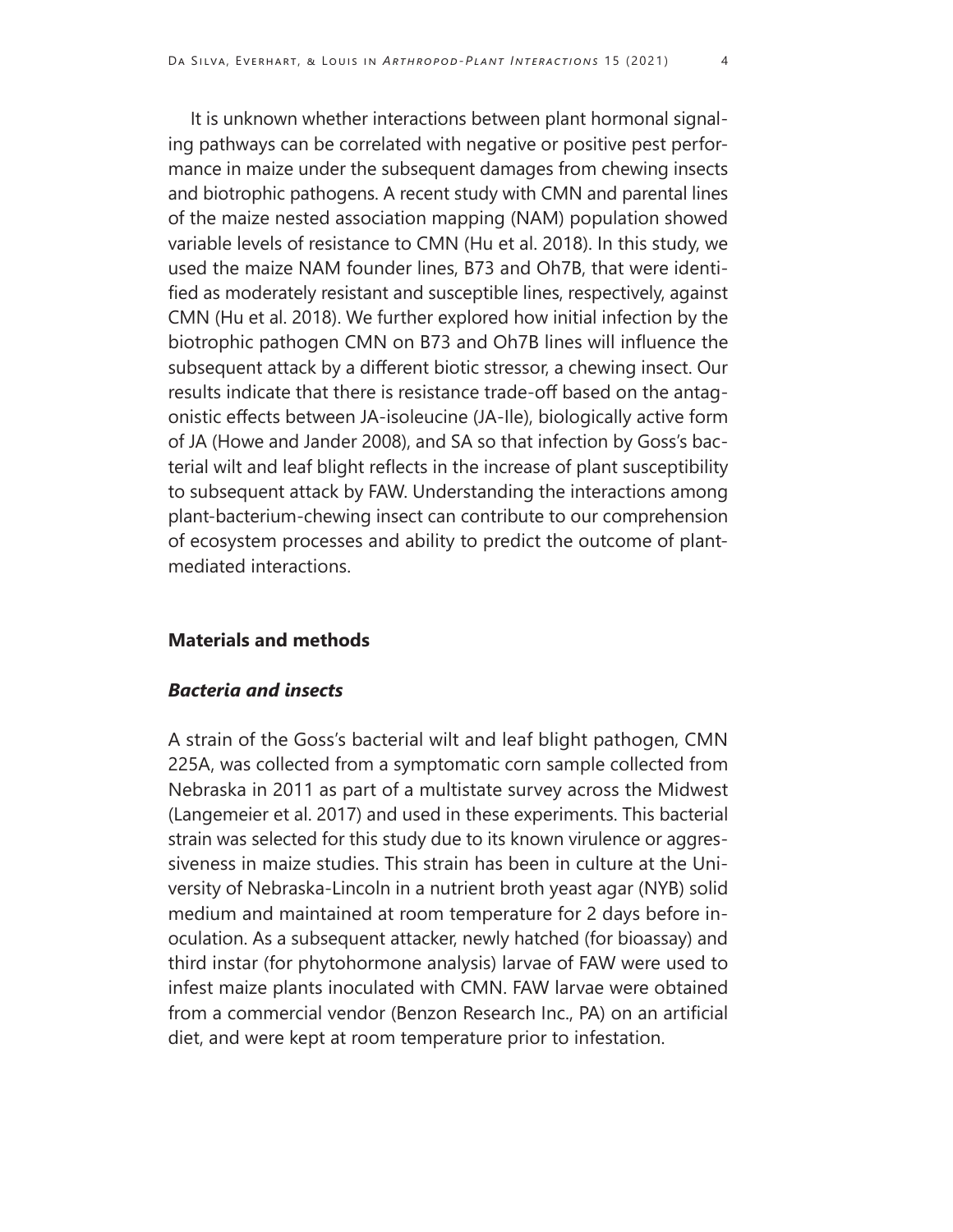It is unknown whether interactions between plant hormonal signaling pathways can be correlated with negative or positive pest performance in maize under the subsequent damages from chewing insects and biotrophic pathogens. A recent study with CMN and parental lines of the maize nested association mapping (NAM) population showed variable levels of resistance to CMN (Hu et al. 2018). In this study, we used the maize NAM founder lines, B73 and Oh7B, that were identified as moderately resistant and susceptible lines, respectively, against CMN (Hu et al. 2018). We further explored how initial infection by the biotrophic pathogen CMN on B73 and Oh7B lines will influence the subsequent attack by a different biotic stressor, a chewing insect. Our results indicate that there is resistance trade-off based on the antagonistic effects between JA-isoleucine (JA-Ile), biologically active form of JA (Howe and Jander 2008), and SA so that infection by Goss's bacterial wilt and leaf blight reflects in the increase of plant susceptibility to subsequent attack by FAW. Understanding the interactions among plant-bacterium-chewing insect can contribute to our comprehension of ecosystem processes and ability to predict the outcome of plant-mediated interactions.

## Materials and methods

### *Bacteria and insects*

A strain of the Goss's bacterial wilt and leaf blight pathogen, CMN 225A, was collected from a symptomatic corn sample collected from Nebraska in 2011 as part of a multistate survey across the Midwest (Langemeier et al. 2017) and used in these experiments. This bacterial strain was selected for this study due to its known virulence or aggressiveness in maize studies. This strain has been in culture at the University of Nebraska-Lincoln in a nutrient broth yeast agar (NYB) solid medium and maintained at room temperature for 2 days before inoculation. As a subsequent attacker, newly hatched (for bioassay) and third instar (for phytohormone analysis) larvae of FAW were used to infest maize plants inoculated with CMN. FAW larvae were obtained from a commercial vendor (Benzon Research Inc., PA) on an artificial diet, and were kept at room temperature prior to infestation.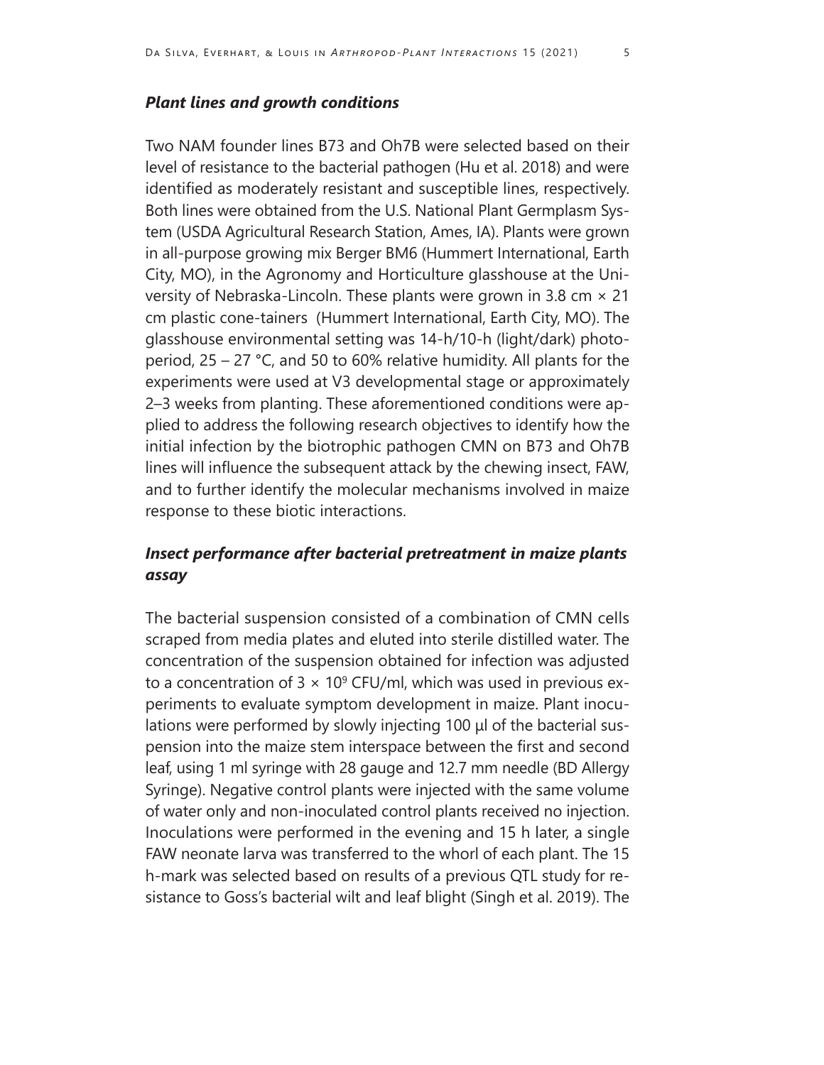### *Plant lines and growth conditions*

Two NAM founder lines B73 and Oh7B were selected based on their level of resistance to the bacterial pathogen (Hu et al. 2018) and were identified as moderately resistant and susceptible lines, respectively. Both lines were obtained from the U.S. National Plant Germplasm System (USDA Agricultural Research Station, Ames, IA). Plants were grown in all-purpose growing mix Berger BM6 (Hummert International, Earth City, MO), in the Agronomy and Horticulture glasshouse at the University of Nebraska-Lincoln. These plants were grown in 3.8 cm × 21 cm plastic cone-tainers (Hummert International, Earth City, MO). The glasshouse environmental setting was 14-h/10-h (light/dark) photoperiod, 25 – 27 °C, and 50 to 60% relative humidity. All plants for the experiments were used at V3 developmental stage or approximately 2–3 weeks from planting. These aforementioned conditions were applied to address the following research objectives to identify how the initial infection by the biotrophic pathogen CMN on B73 and Oh7B lines will influence the subsequent attack by the chewing insect, FAW, and to further identify the molecular mechanisms involved in maize response to these biotic interactions.

### *Insect performance after bacterial pretreatment in maize plants assay*

The bacterial suspension consisted of a combination of CMN cells scraped from media plates and eluted into sterile distilled water. The concentration of the suspension obtained for infection was adjusted to a concentration of $3 \times 10^9$ CFU/ml, which was used in previous experiments to evaluate symptom development in maize. Plant inoculations were performed by slowly injecting 100 µl of the bacterial suspension into the maize stem interspace between the first and second leaf, using 1 ml syringe with 28 gauge and 12.7 mm needle (BD Allergy Syringe). Negative control plants were injected with the same volume of water only and non-inoculated control plants received no injection. Inoculations were performed in the evening and 15 h later, a single FAW neonate larva was transferred to the whorl of each plant. The 15 h-mark was selected based on results of a previous QTL study for resistance to Goss's bacterial wilt and leaf blight (Singh et al. 2019). The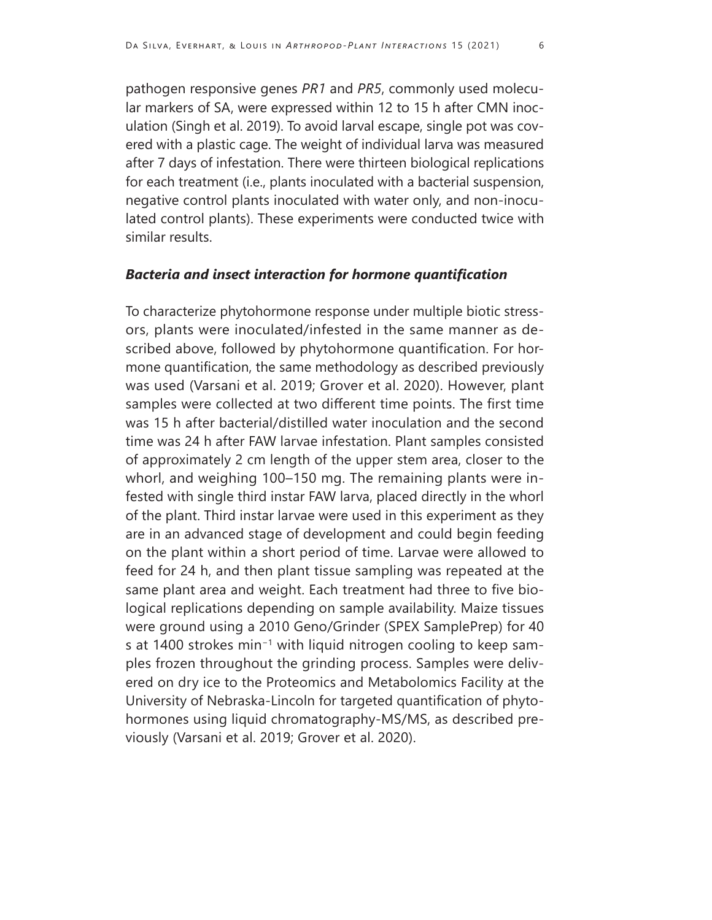pathogen responsive genes *PR1* and *PR5*, commonly used molecular markers of SA, were expressed within 12 to 15 h after CMN inoculation (Singh et al. 2019). To avoid larval escape, single pot was covered with a plastic cage. The weight of individual larva was measured after 7 days of infestation. There were thirteen biological replications for each treatment (i.e., plants inoculated with a bacterial suspension, negative control plants inoculated with water only, and non-inoculated control plants). These experiments were conducted twice with similar results.

### *Bacteria and insect interaction for hormone quantification*

To characterize phytohormone response under multiple biotic stressors, plants were inoculated/infested in the same manner as described above, followed by phytohormone quantification. For hormone quantification, the same methodology as described previously was used (Varsani et al. 2019; Grover et al. 2020). However, plant samples were collected at two different time points. The first time was 15 h after bacterial/distilled water inoculation and the second time was 24 h after FAW larvae infestation. Plant samples consisted of approximately 2 cm length of the upper stem area, closer to the whorl, and weighing 100–150 mg. The remaining plants were infested with single third instar FAW larva, placed directly in the whorl of the plant. Third instar larvae were used in this experiment as they are in an advanced stage of development and could begin feeding on the plant within a short period of time. Larvae were allowed to feed for 24 h, and then plant tissue sampling was repeated at the same plant area and weight. Each treatment had three to five biological replications depending on sample availability. Maize tissues were ground using a 2010 Geno/Grinder (SPEX SamplePrep) for 40 s at 1400 strokes $min^{-1}$ with liquid nitrogen cooling to keep samples frozen throughout the grinding process. Samples were delivered on dry ice to the Proteomics and Metabolomics Facility at the University of Nebraska-Lincoln for targeted quantification of phytohormones using liquid chromatography-MS/MS, as described previously (Varsani et al. 2019; Grover et al. 2020).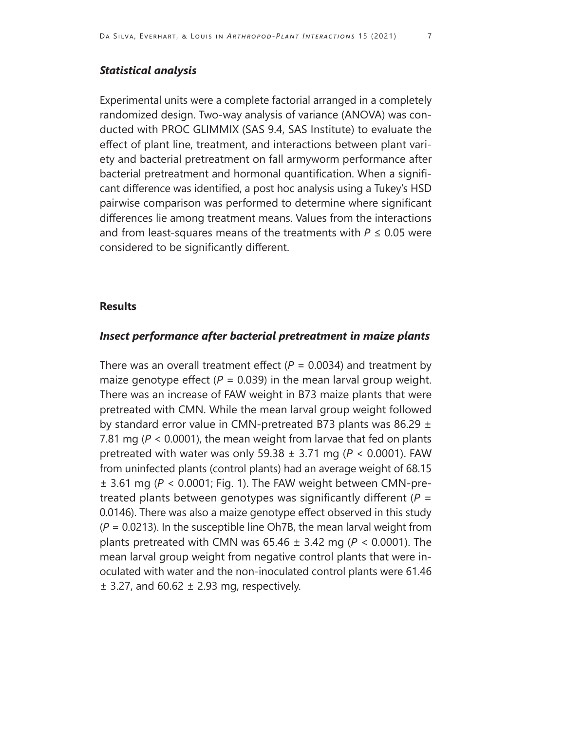### *Statistical analysis*

Experimental units were a complete factorial arranged in a completely randomized design. Two-way analysis of variance (ANOVA) was conducted with PROC GLIMMIX (SAS 9.4, SAS Institute) to evaluate the effect of plant line, treatment, and interactions between plant variety and bacterial pretreatment on fall armyworm performance after bacterial pretreatment and hormonal quantification. When a significant difference was identified, a post hoc analysis using a Tukey's HSD pairwise comparison was performed to determine where significant differences lie among treatment means. Values from the interactions and from least-squares means of the treatments with $P \leq 0.05$ were considered to be significantly different.

## Results

### *Insect performance after bacterial pretreatment in maize plants*

There was an overall treatment effect ($P = 0.0034$) and treatment by maize genotype effect ($P = 0.039$) in the mean larval group weight. There was an increase of FAW weight in B73 maize plants that were pretreated with CMN. While the mean larval group weight followed by standard error value in CMN-pretreated B73 plants was 86.29 ± 7.81 mg ($P < 0.0001$), the mean weight from larvae that fed on plants pretreated with water was only 59.38 ± 3.71 mg ($P < 0.0001$). FAW from uninfected plants (control plants) had an average weight of 68.15 ± 3.61 mg ($P < 0.0001$; Fig. 1). The FAW weight between CMN-pretreated plants between genotypes was significantly different ($P = 0.0146$). There was also a maize genotype effect observed in this study ($P = 0.0213$). In the susceptible line Oh7B, the mean larval weight from plants pretreated with CMN was 65.46 ± 3.42 mg ($P < 0.0001$). The mean larval group weight from negative control plants that were inoculated with water and the non-inoculated control plants were 61.46 ± 3.27, and 60.62 ± 2.93 mg, respectively.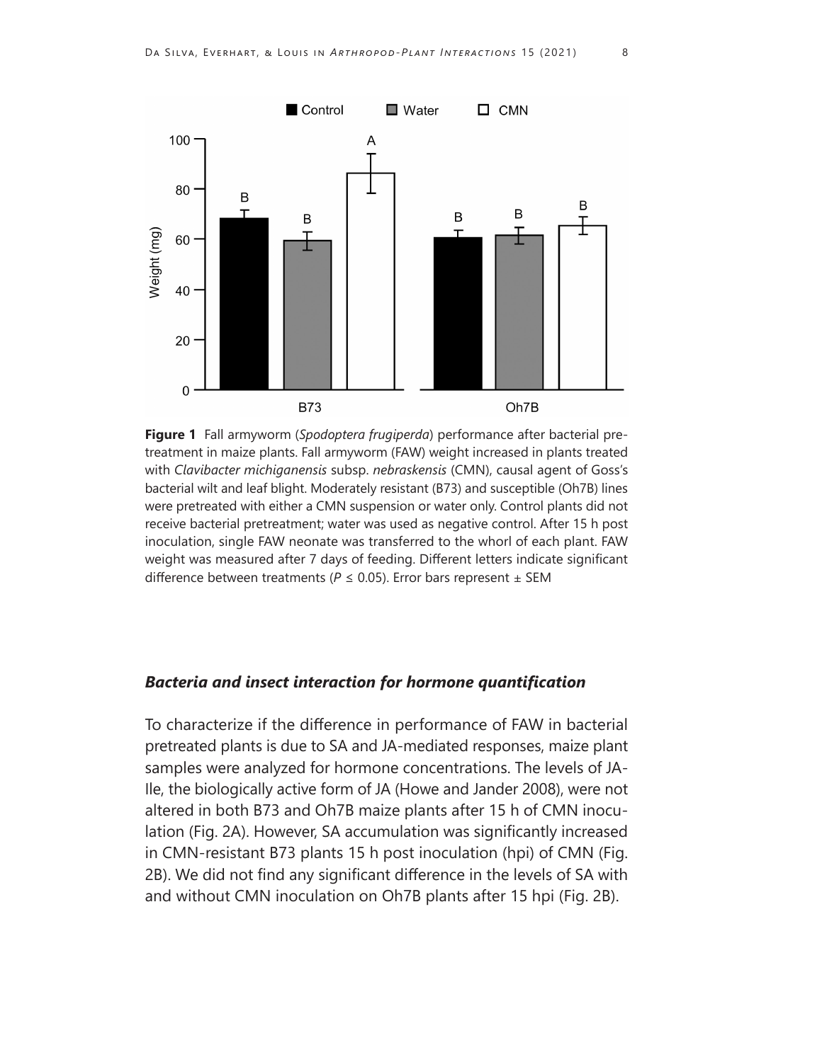**Figure 1** Fall armyworm (*Spodoptera frugiperda*) performance after bacterial pretreatment in maize plants. Fall armyworm (FAW) weight increased in plants treated with *Clavibacter michiganensis* subsp. *nebraskensis* (CMN), causal agent of Goss's bacterial wilt and leaf blight. Moderately resistant (B73) and susceptible (Oh7B) lines were pretreated with either a CMN suspension or water only. Control plants did not receive bacterial pretreatment; water was used as negative control. After 15 h post inoculation, single FAW neonate was transferred to the whorl of each plant. FAW weight was measured after 7 days of feeding. Different letters indicate significant difference between treatments ($P \leq 0.05$). Error bars represent ± SEM

### *Bacteria and insect interaction for hormone quantification*

To characterize if the difference in performance of FAW in bacterial pretreated plants is due to SA and JA-mediated responses, maize plant samples were analyzed for hormone concentrations. The levels of JA-Ile, the biologically active form of JA (Howe and Jander 2008), were not altered in both B73 and Oh7B maize plants after 15 h of CMN inoculation (Fig. 2A). However, SA accumulation was significantly increased in CMN-resistant B73 plants 15 h post inoculation (hpi) of CMN (Fig. 2B). We did not find any significant difference in the levels of SA with and without CMN inoculation on Oh7B plants after 15 hpi (Fig. 2B).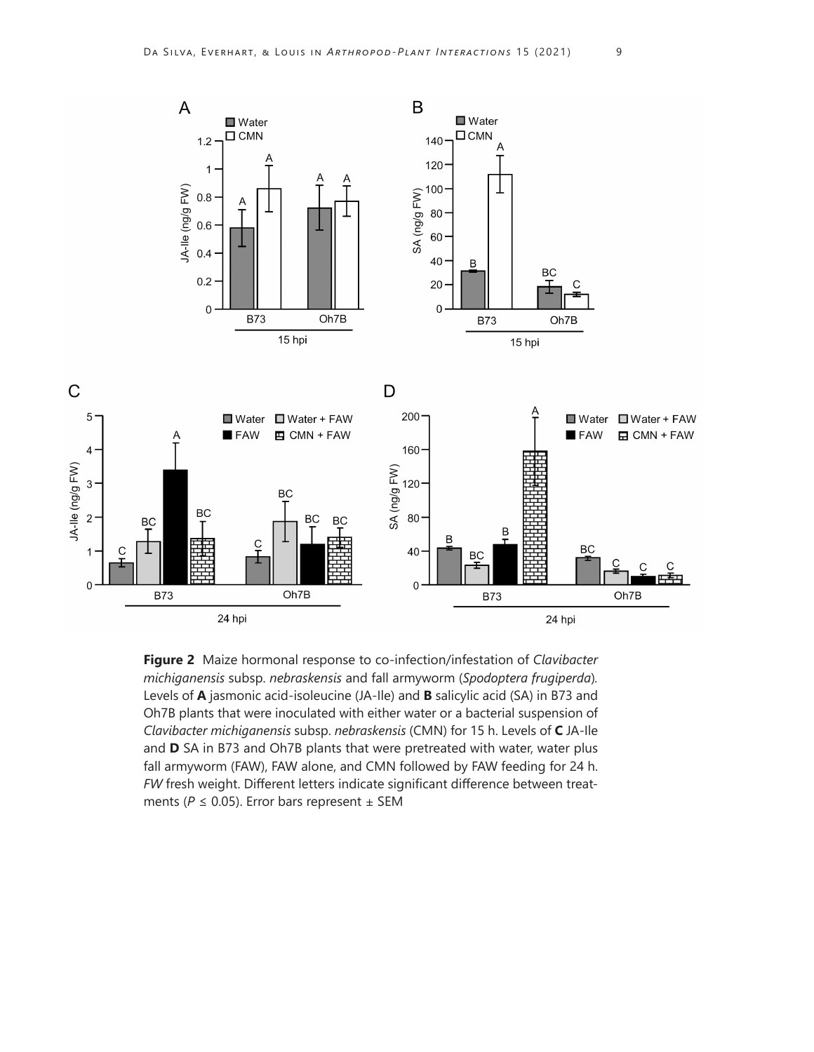**Figure 2** Maize hormonal response to co-infection/infestation of *Clavibacter michiganensis* subsp. *nebraskensis* and fall armyworm (*Spodoptera frugiperda*). Levels of **A** jasmonic acid-isoleucine (JA-Ile) and **B** salicylic acid (SA) in B73 and Oh7B plants that were inoculated with either water or a bacterial suspension of *Clavibacter michiganensis* subsp. *nebraskensis* (CMN) for 15 h. Levels of **C** JA-Ile and **D** SA in B73 and Oh7B plants that were pretreated with water, water plus fall armyworm (FAW), FAW alone, and CMN followed by FAW feeding for 24 h. *FW* fresh weight. Different letters indicate significant difference between treatments ($P \leq 0.05$). Error bars represent ± SEM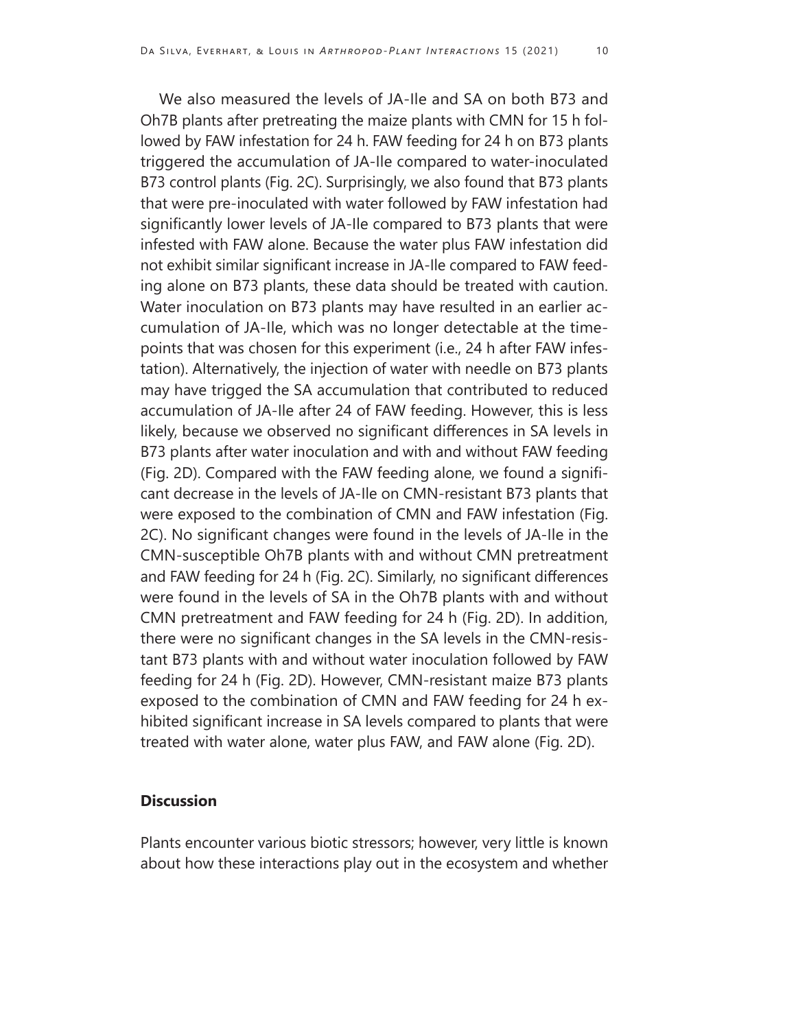We also measured the levels of JA-Ile and SA on both B73 and Oh7B plants after pretreating the maize plants with CMN for 15 h followed by FAW infestation for 24 h. FAW feeding for 24 h on B73 plants triggered the accumulation of JA-Ile compared to water-inoculated B73 control plants (Fig. 2C). Surprisingly, we also found that B73 plants that were pre-inoculated with water followed by FAW infestation had significantly lower levels of JA-Ile compared to B73 plants that were infested with FAW alone. Because the water plus FAW infestation did not exhibit similar significant increase in JA-Ile compared to FAW feeding alone on B73 plants, these data should be treated with caution. Water inoculation on B73 plants may have resulted in an earlier accumulation of JA-Ile, which was no longer detectable at the time-points that was chosen for this experiment (i.e., 24 h after FAW infestation). Alternatively, the injection of water with needle on B73 plants may have trigged the SA accumulation that contributed to reduced accumulation of JA-Ile after 24 of FAW feeding. However, this is less likely, because we observed no significant differences in SA levels in B73 plants after water inoculation and with and without FAW feeding (Fig. 2D). Compared with the FAW feeding alone, we found a significant decrease in the levels of JA-Ile on CMN-resistant B73 plants that were exposed to the combination of CMN and FAW infestation (Fig. 2C). No significant changes were found in the levels of JA-Ile in the CMN-susceptible Oh7B plants with and without CMN pretreatment and FAW feeding for 24 h (Fig. 2C). Similarly, no significant differences were found in the levels of SA in the Oh7B plants with and without CMN pretreatment and FAW feeding for 24 h (Fig. 2D). In addition, there were no significant changes in the SA levels in the CMN-resistant B73 plants with and without water inoculation followed by FAW feeding for 24 h (Fig. 2D). However, CMN-resistant maize B73 plants exposed to the combination of CMN and FAW feeding for 24 h exhibited significant increase in SA levels compared to plants that were treated with water alone, water plus FAW, and FAW alone (Fig. 2D).

## Discussion

Plants encounter various biotic stressors; however, very little is known about how these interactions play out in the ecosystem and whether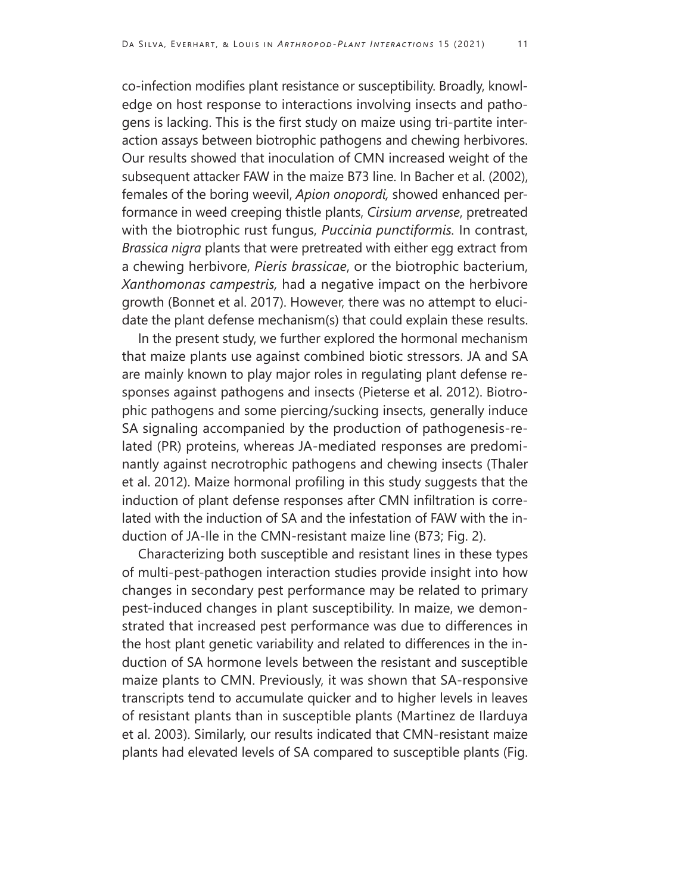co-infection modifies plant resistance or susceptibility. Broadly, knowledge on host response to interactions involving insects and pathogens is lacking. This is the first study on maize using tri-partite interaction assays between biotrophic pathogens and chewing herbivores. Our results showed that inoculation of CMN increased weight of the subsequent attacker FAW in the maize B73 line. In Bacher et al. (2002), females of the boring weevil, *Apion onopordi,* showed enhanced performance in weed creeping thistle plants, *Cirsium arvense*, pretreated with the biotrophic rust fungus, *Puccinia punctiformis.* In contrast, *Brassica nigra* plants that were pretreated with either egg extract from a chewing herbivore, *Pieris brassicae*, or the biotrophic bacterium, *Xanthomonas campestris,* had a negative impact on the herbivore growth (Bonnet et al. 2017). However, there was no attempt to elucidate the plant defense mechanism(s) that could explain these results.

In the present study, we further explored the hormonal mechanism that maize plants use against combined biotic stressors. JA and SA are mainly known to play major roles in regulating plant defense responses against pathogens and insects (Pieterse et al. 2012). Biotrophic pathogens and some piercing/sucking insects, generally induce SA signaling accompanied by the production of pathogenesis-related (PR) proteins, whereas JA-mediated responses are predominantly against necrotrophic pathogens and chewing insects (Thaler et al. 2012). Maize hormonal profiling in this study suggests that the induction of plant defense responses after CMN infiltration is correlated with the induction of SA and the infestation of FAW with the induction of JA-Ile in the CMN-resistant maize line (B73; Fig. 2).

Characterizing both susceptible and resistant lines in these types of multi-pest-pathogen interaction studies provide insight into how changes in secondary pest performance may be related to primary pest-induced changes in plant susceptibility. In maize, we demonstrated that increased pest performance was due to differences in the host plant genetic variability and related to differences in the induction of SA hormone levels between the resistant and susceptible maize plants to CMN. Previously, it was shown that SA-responsive transcripts tend to accumulate quicker and to higher levels in leaves of resistant plants than in susceptible plants (Martinez de Ilarduya et al. 2003). Similarly, our results indicated that CMN-resistant maize plants had elevated levels of SA compared to susceptible plants (Fig.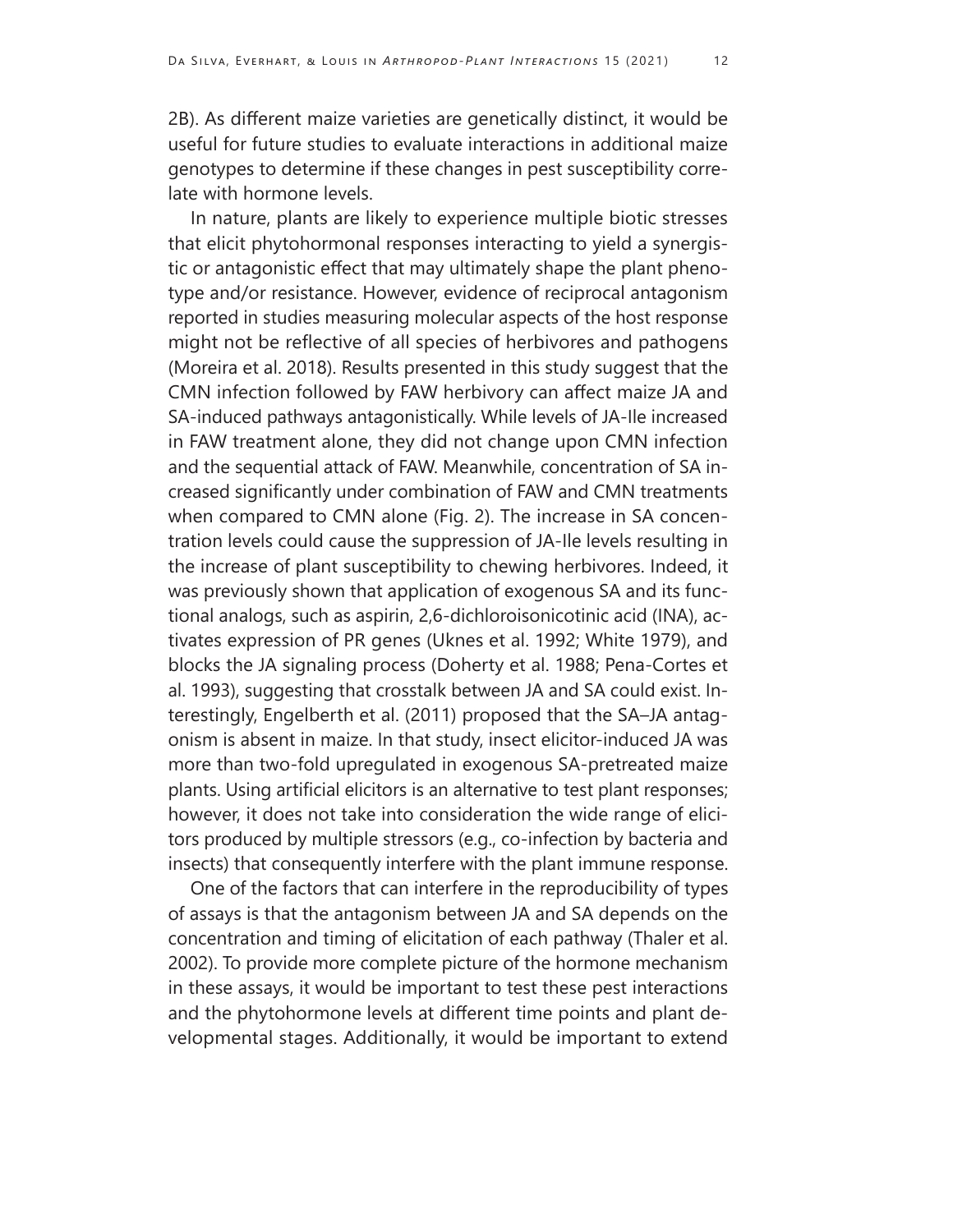2B). As different maize varieties are genetically distinct, it would be useful for future studies to evaluate interactions in additional maize genotypes to determine if these changes in pest susceptibility correlate with hormone levels.

In nature, plants are likely to experience multiple biotic stresses that elicit phytohormonal responses interacting to yield a synergistic or antagonistic effect that may ultimately shape the plant phenotype and/or resistance. However, evidence of reciprocal antagonism reported in studies measuring molecular aspects of the host response might not be reflective of all species of herbivores and pathogens (Moreira et al. 2018). Results presented in this study suggest that the CMN infection followed by FAW herbivory can affect maize JA and SA-induced pathways antagonistically. While levels of JA-Ile increased in FAW treatment alone, they did not change upon CMN infection and the sequential attack of FAW. Meanwhile, concentration of SA increased significantly under combination of FAW and CMN treatments when compared to CMN alone (Fig. 2). The increase in SA concentration levels could cause the suppression of JA-Ile levels resulting in the increase of plant susceptibility to chewing herbivores. Indeed, it was previously shown that application of exogenous SA and its functional analogs, such as aspirin, 2,6-dichloroisonicotinic acid (INA), activates expression of PR genes (Uknes et al. 1992; White 1979), and blocks the JA signaling process (Doherty et al. 1988; Pena-Cortes et al. 1993), suggesting that crosstalk between JA and SA could exist. Interestingly, Engelberth et al. (2011) proposed that the SA–JA antagonism is absent in maize. In that study, insect elicitor-induced JA was more than two-fold upregulated in exogenous SA-pretreated maize plants. Using artificial elicitors is an alternative to test plant responses; however, it does not take into consideration the wide range of elicitors produced by multiple stressors (e.g., co-infection by bacteria and insects) that consequently interfere with the plant immune response.

One of the factors that can interfere in the reproducibility of types of assays is that the antagonism between JA and SA depends on the concentration and timing of elicitation of each pathway (Thaler et al. 2002). To provide more complete picture of the hormone mechanism in these assays, it would be important to test these pest interactions and the phytohormone levels at different time points and plant developmental stages. Additionally, it would be important to extend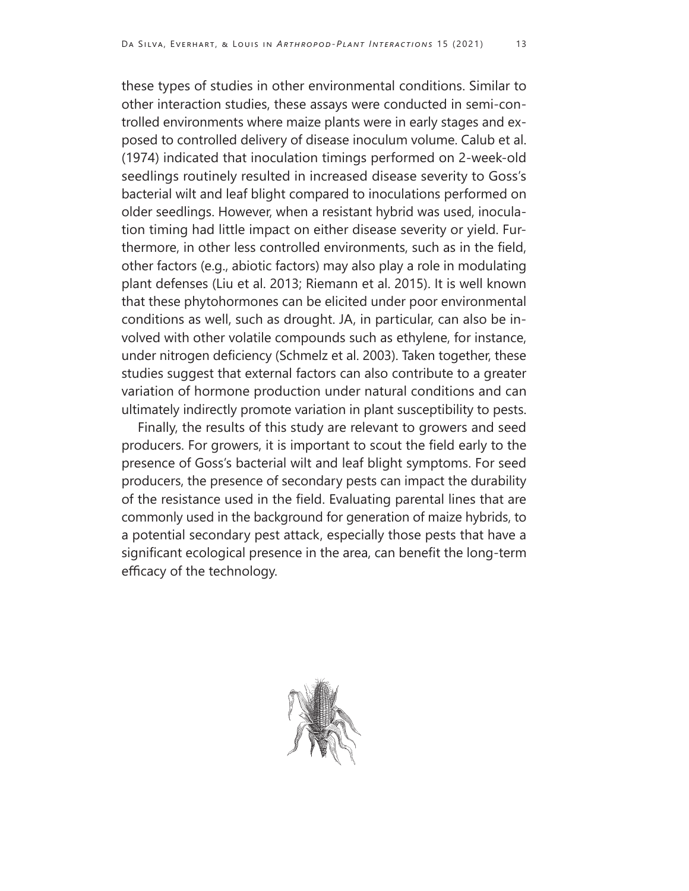these types of studies in other environmental conditions. Similar to other interaction studies, these assays were conducted in semi-controlled environments where maize plants were in early stages and exposed to controlled delivery of disease inoculum volume. Calub et al. (1974) indicated that inoculation timings performed on 2-week-old seedlings routinely resulted in increased disease severity to Goss's bacterial wilt and leaf blight compared to inoculations performed on older seedlings. However, when a resistant hybrid was used, inoculation timing had little impact on either disease severity or yield. Furthermore, in other less controlled environments, such as in the field, other factors (e.g., abiotic factors) may also play a role in modulating plant defenses (Liu et al. 2013; Riemann et al. 2015). It is well known that these phytohormones can be elicited under poor environmental conditions as well, such as drought. JA, in particular, can also be involved with other volatile compounds such as ethylene, for instance, under nitrogen deficiency (Schmelz et al. 2003). Taken together, these studies suggest that external factors can also contribute to a greater variation of hormone production under natural conditions and can ultimately indirectly promote variation in plant susceptibility to pests.

Finally, the results of this study are relevant to growers and seed producers. For growers, it is important to scout the field early to the presence of Goss's bacterial wilt and leaf blight symptoms. For seed producers, the presence of secondary pests can impact the durability of the resistance used in the field. Evaluating parental lines that are commonly used in the background for generation of maize hybrids, to a potential secondary pest attack, especially those pests that have a significant ecological presence in the area, can benefit the long-term efficacy of the technology.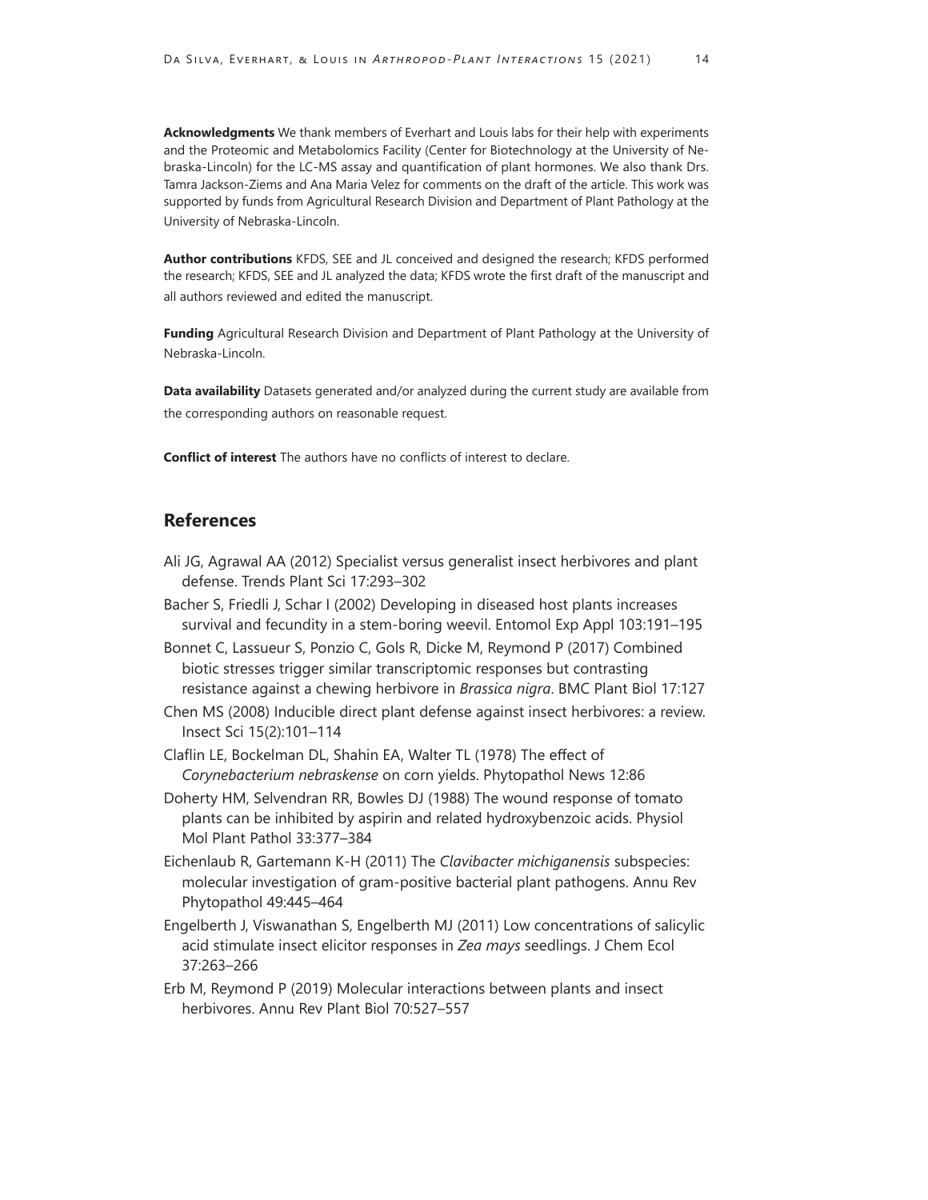**Acknowledgments** We thank members of Everhart and Louis labs for their help with experiments and the Proteomic and Metabolomics Facility (Center for Biotechnology at the University of Nebraska-Lincoln) for the LC-MS assay and quantification of plant hormones. We also thank Drs. Tamra Jackson-Ziems and Ana Maria Velez for comments on the draft of the article. This work was supported by funds from Agricultural Research Division and Department of Plant Pathology at the University of Nebraska-Lincoln.

**Author contributions** KFDS, SEE and JL conceived and designed the research; KFDS performed the research; KFDS, SEE and JL analyzed the data; KFDS wrote the first draft of the manuscript and all authors reviewed and edited the manuscript.

**Funding** Agricultural Research Division and Department of Plant Pathology at the University of Nebraska-Lincoln.

**Data availability** Datasets generated and/or analyzed during the current study are available from the corresponding authors on reasonable request.

**Conflict of interest** The authors have no conflicts of interest to declare.

## References

Ali JG, Agrawal AA (2012) Specialist versus generalist insect herbivores and plant defense. Trends Plant Sci 17:293–302

Bacher S, Friedli J, Schar I (2002) Developing in diseased host plants increases survival and fecundity in a stem-boring weevil. Entomol Exp Appl 103:191–195

Bonnet C, Lassueur S, Ponzio C, Gols R, Dicke M, Reymond P (2017) Combined biotic stresses trigger similar transcriptomic responses but contrasting resistance against a chewing herbivore in *Brassica nigra*. BMC Plant Biol 17:127

Chen MS (2008) Inducible direct plant defense against insect herbivores: a review. Insect Sci 15(2):101–114

Claflin LE, Bockelman DL, Shahin EA, Walter TL (1978) The effect of *Corynebacterium nebraskense* on corn yields. Phytopathol News 12:86

Doherty HM, Selvendran RR, Bowles DJ (1988) The wound response of tomato plants can be inhibited by aspirin and related hydroxybenzoic acids. Physiol Mol Plant Pathol 33:377–384

Eichenlaub R, Gartemann K-H (2011) The *Clavibacter michiganensis* subspecies: molecular investigation of gram-positive bacterial plant pathogens. Annu Rev Phytopathol 49:445–464

Engelberth J, Viswanathan S, Engelberth MJ (2011) Low concentrations of salicylic acid stimulate insect elicitor responses in *Zea mays* seedlings. J Chem Ecol 37:263–266

Erb M, Reymond P (2019) Molecular interactions between plants and insect herbivores. Annu Rev Plant Biol 70:527–557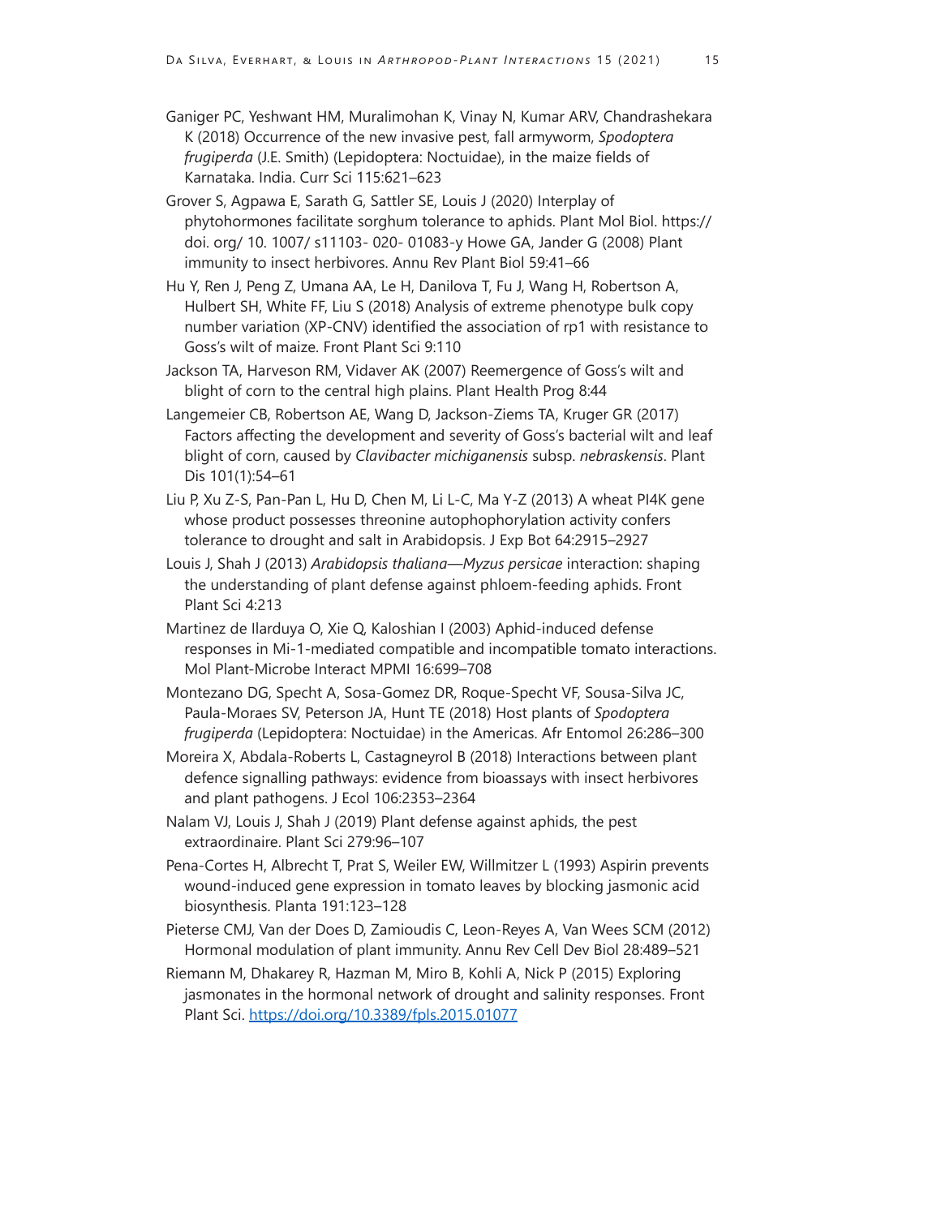Ganiger PC, Yeshwant HM, Muralimohan K, Vinay N, Kumar ARV, Chandrashekara K (2018) Occurrence of the new invasive pest, fall armyworm, *Spodoptera frugiperda* (J.E. Smith) (Lepidoptera: Noctuidae), in the maize fields of Karnataka. India. Curr Sci 115:621–623

Grover S, Agpawa E, Sarath G, Sattler SE, Louis J (2020) Interplay of phytohormones facilitate sorghum tolerance to aphids. Plant Mol Biol. https:// doi. org/ 10. 1007/ s11103- 020- 01083-y Howe GA, Jander G (2008) Plant immunity to insect herbivores. Annu Rev Plant Biol 59:41–66

Hu Y, Ren J, Peng Z, Umana AA, Le H, Danilova T, Fu J, Wang H, Robertson A, Hulbert SH, White FF, Liu S (2018) Analysis of extreme phenotype bulk copy number variation (XP-CNV) identified the association of rp1 with resistance to Goss's wilt of maize. Front Plant Sci 9:110

Jackson TA, Harveson RM, Vidaver AK (2007) Reemergence of Goss's wilt and blight of corn to the central high plains. Plant Health Prog 8:44

Langemeier CB, Robertson AE, Wang D, Jackson-Ziems TA, Kruger GR (2017) Factors affecting the development and severity of Goss's bacterial wilt and leaf blight of corn, caused by *Clavibacter michiganensis* subsp. *nebraskensis*. Plant Dis 101(1):54–61

Liu P, Xu Z-S, Pan-Pan L, Hu D, Chen M, Li L-C, Ma Y-Z (2013) A wheat PI4K gene whose product possesses threonine autophophorylation activity confers tolerance to drought and salt in Arabidopsis. J Exp Bot 64:2915–2927

Louis J, Shah J (2013) *Arabidopsis thaliana—Myzus persicae* interaction: shaping the understanding of plant defense against phloem-feeding aphids. Front Plant Sci 4:213

Martinez de Ilarduya O, Xie Q, Kaloshian I (2003) Aphid-induced defense responses in Mi-1-mediated compatible and incompatible tomato interactions. Mol Plant-Microbe Interact MPMI 16:699–708

Montezano DG, Specht A, Sosa-Gomez DR, Roque-Specht VF, Sousa-Silva JC, Paula-Moraes SV, Peterson JA, Hunt TE (2018) Host plants of *Spodoptera frugiperda* (Lepidoptera: Noctuidae) in the Americas. Afr Entomol 26:286–300

Moreira X, Abdala-Roberts L, Castagneyrol B (2018) Interactions between plant defence signalling pathways: evidence from bioassays with insect herbivores and plant pathogens. J Ecol 106:2353–2364

Nalam VJ, Louis J, Shah J (2019) Plant defense against aphids, the pest extraordinaire. Plant Sci 279:96–107

Pena-Cortes H, Albrecht T, Prat S, Weiler EW, Willmitzer L (1993) Aspirin prevents wound-induced gene expression in tomato leaves by blocking jasmonic acid biosynthesis. Planta 191:123–128

Pieterse CMJ, Van der Does D, Zamioudis C, Leon-Reyes A, Van Wees SCM (2012) Hormonal modulation of plant immunity. Annu Rev Cell Dev Biol 28:489–521

Riemann M, Dhakarey R, Hazman M, Miro B, Kohli A, Nick P (2015) Exploring jasmonates in the hormonal network of drought and salinity responses. Front Plant Sci. https://doi.org/10.3389/fpls.2015.01077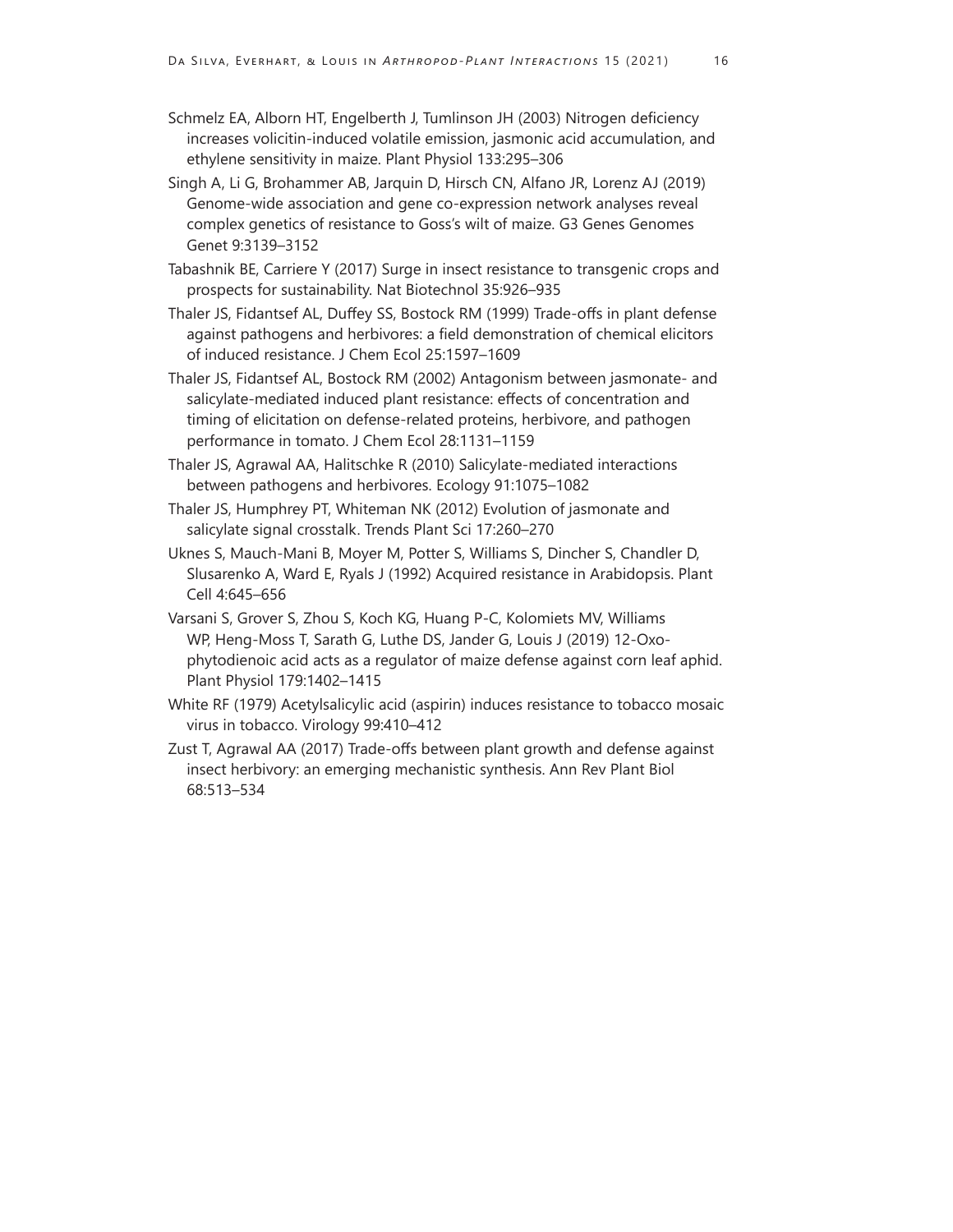Schmelz EA, Alborn HT, Engelberth J, Tumlinson JH (2003) Nitrogen deficiency increases volicitin-induced volatile emission, jasmonic acid accumulation, and ethylene sensitivity in maize. Plant Physiol 133:295–306

Singh A, Li G, Brohammer AB, Jarquin D, Hirsch CN, Alfano JR, Lorenz AJ (2019) Genome-wide association and gene co-expression network analyses reveal complex genetics of resistance to Goss's wilt of maize. G3 Genes Genomes Genet 9:3139–3152

Tabashnik BE, Carriere Y (2017) Surge in insect resistance to transgenic crops and prospects for sustainability. Nat Biotechnol 35:926–935

Thaler JS, Fidantsef AL, Duffey SS, Bostock RM (1999) Trade-offs in plant defense against pathogens and herbivores: a field demonstration of chemical elicitors of induced resistance. J Chem Ecol 25:1597–1609

Thaler JS, Fidantsef AL, Bostock RM (2002) Antagonism between jasmonate- and salicylate-mediated induced plant resistance: effects of concentration and timing of elicitation on defense-related proteins, herbivore, and pathogen performance in tomato. J Chem Ecol 28:1131–1159

Thaler JS, Agrawal AA, Halitschke R (2010) Salicylate-mediated interactions between pathogens and herbivores. Ecology 91:1075–1082

Thaler JS, Humphrey PT, Whiteman NK (2012) Evolution of jasmonate and salicylate signal crosstalk. Trends Plant Sci 17:260–270

Uknes S, Mauch-Mani B, Moyer M, Potter S, Williams S, Dincher S, Chandler D, Slusarenko A, Ward E, Ryals J (1992) Acquired resistance in Arabidopsis. Plant Cell 4:645–656

Varsani S, Grover S, Zhou S, Koch KG, Huang P-C, Kolomiets MV, Williams WP, Heng-Moss T, Sarath G, Luthe DS, Jander G, Louis J (2019) 12-Oxo-phytodienoic acid acts as a regulator of maize defense against corn leaf aphid. Plant Physiol 179:1402–1415

White RF (1979) Acetylsalicylic acid (aspirin) induces resistance to tobacco mosaic virus in tobacco. Virology 99:410–412

Zust T, Agrawal AA (2017) Trade-offs between plant growth and defense against insect herbivory: an emerging mechanistic synthesis. Ann Rev Plant Biol 68:513–534